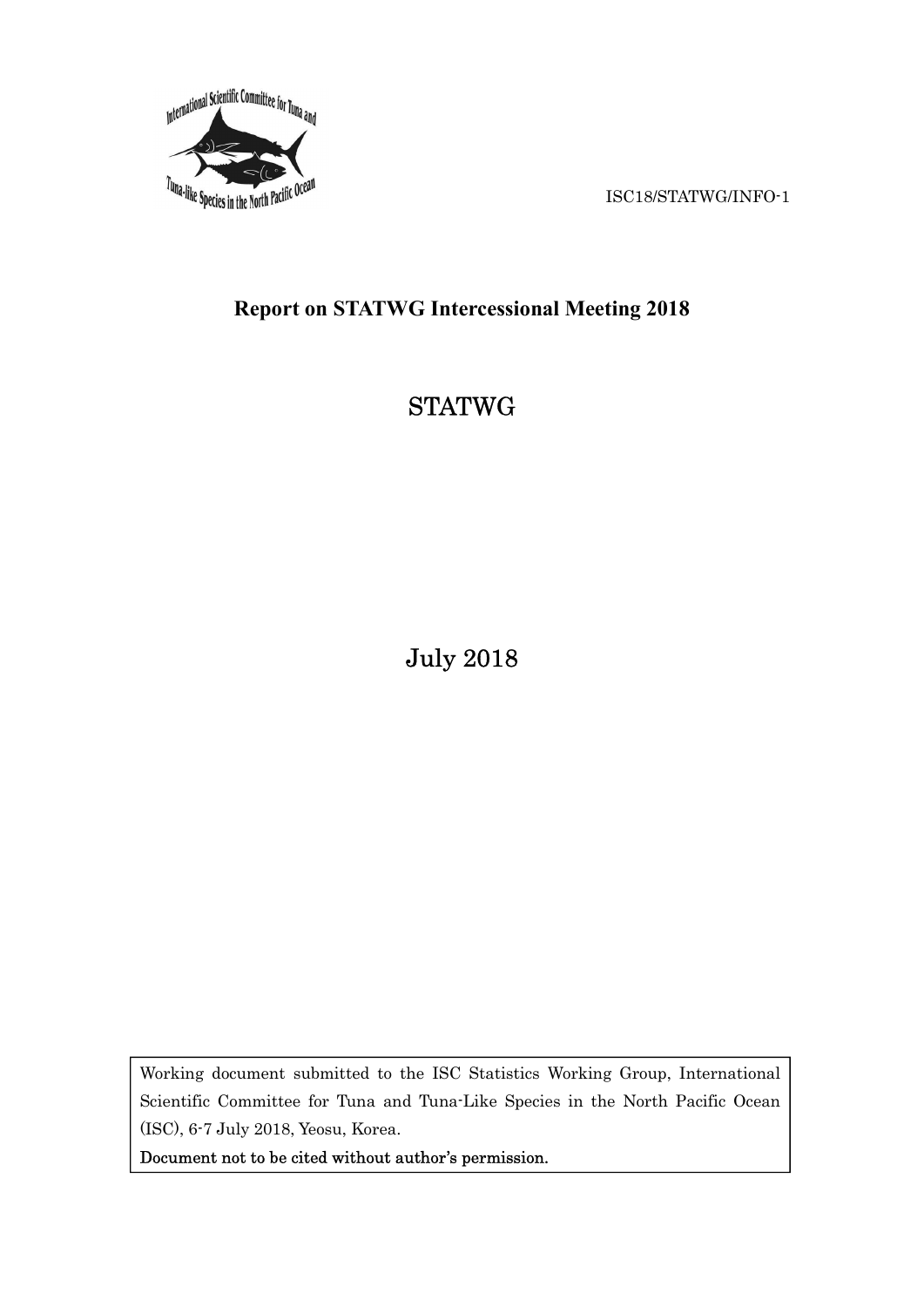ISC18/STATWG/INFO-1

## Report on STATWG Intercessional Meeting 2018

# STATWG

July 2018

Working document submitted to the ISC Statistics Working Group, International Scientific Committee for Tuna and Tuna-Like Species in the North Pacific Ocean (ISC), 6-7 July 2018, Yeosu, Korea.

**Document not to be cited without author's permission.**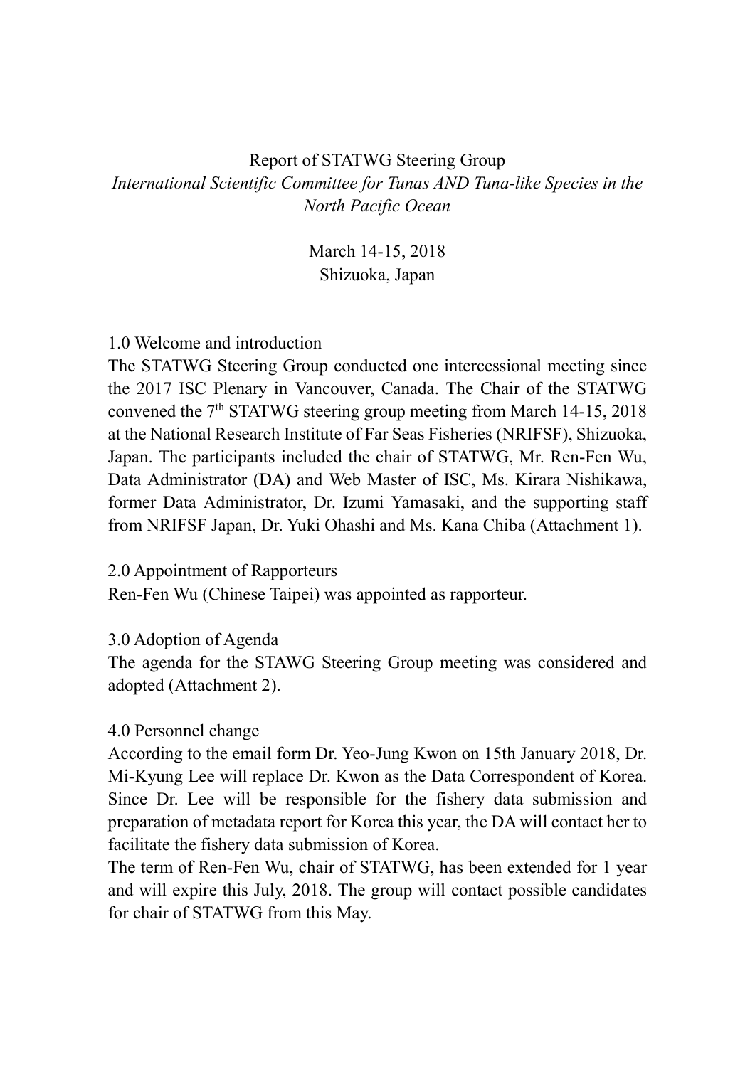Report of STATWG Steering Group

*International Scientific Committee for Tunas AND Tuna-like Species in the North Pacific Ocean*

March 14-15, 2018
Shizuoka, Japan

## 1.0 Welcome and introduction

The STATWG Steering Group conducted one intercessional meeting since the 2017 ISC Plenary in Vancouver, Canada. The Chair of the STATWG convened the 7th STATWG steering group meeting from March 14-15, 2018 at the National Research Institute of Far Seas Fisheries (NRIFSF), Shizuoka, Japan. The participants included the chair of STATWG, Mr. Ren-Fen Wu, Data Administrator (DA) and Web Master of ISC, Ms. Kirara Nishikawa, former Data Administrator, Dr. Izumi Yamasaki, and the supporting staff from NRIFSF Japan, Dr. Yuki Ohashi and Ms. Kana Chiba (Attachment 1).

## 2.0 Appointment of Rapporteurs

Ren-Fen Wu (Chinese Taipei) was appointed as rapporteur.

## 3.0 Adoption of Agenda

The agenda for the STAWG Steering Group meeting was considered and adopted (Attachment 2).

## 4.0 Personnel change

According to the email form Dr. Yeo-Jung Kwon on 15th January 2018, Dr. Mi-Kyung Lee will replace Dr. Kwon as the Data Correspondent of Korea. Since Dr. Lee will be responsible for the fishery data submission and preparation of metadata report for Korea this year, the DA will contact her to facilitate the fishery data submission of Korea.

The term of Ren-Fen Wu, chair of STATWG, has been extended for 1 year and will expire this July, 2018. The group will contact possible candidates for chair of STATWG from this May.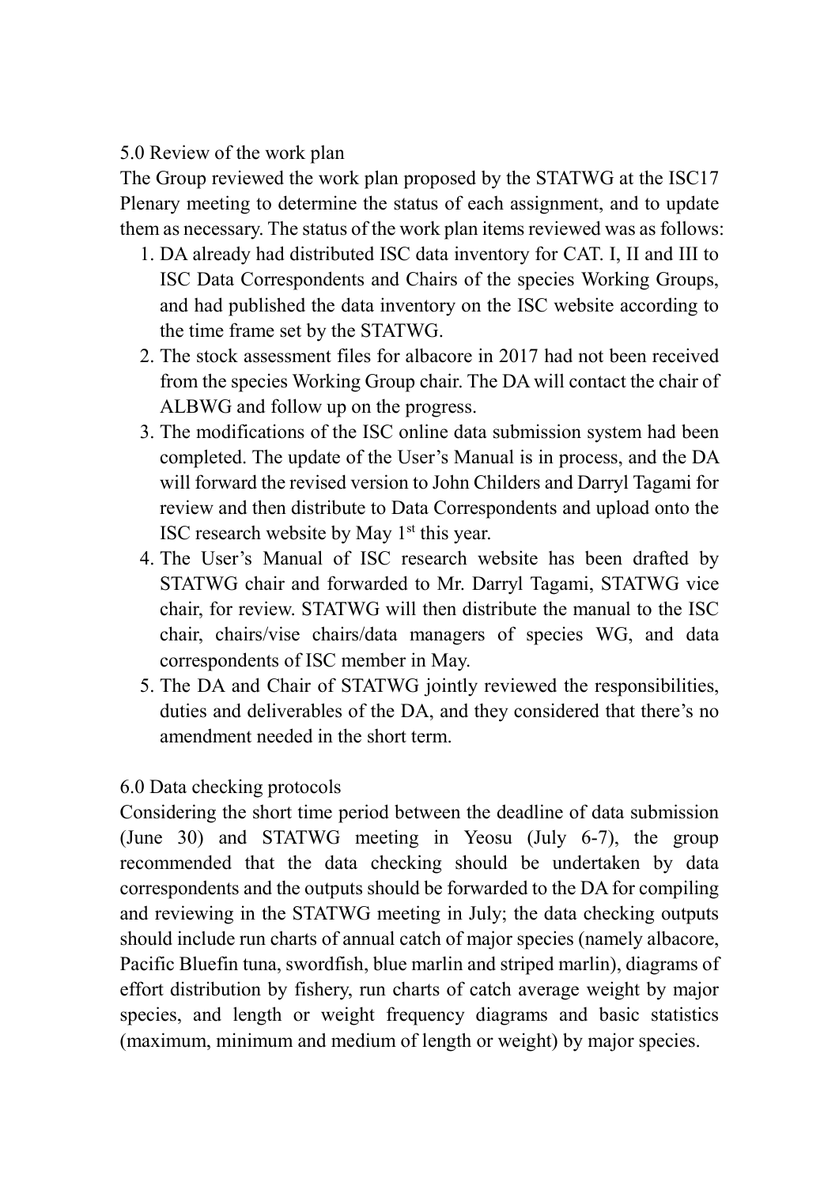## 5.0 Review of the work plan

The Group reviewed the work plan proposed by the STATWG at the ISC17 Plenary meeting to determine the status of each assignment, and to update them as necessary. The status of the work plan items reviewed was as follows:

1. DA already had distributed ISC data inventory for CAT. I, II and III to ISC Data Correspondents and Chairs of the species Working Groups, and had published the data inventory on the ISC website according to the time frame set by the STATWG.
2. The stock assessment files for albacore in 2017 had not been received from the species Working Group chair. The DA will contact the chair of ALBWG and follow up on the progress.
3. The modifications of the ISC online data submission system had been completed. The update of the User's Manual is in process, and the DA will forward the revised version to John Childers and Darryl Tagami for review and then distribute to Data Correspondents and upload onto the ISC research website by May 1st this year.
4. The User's Manual of ISC research website has been drafted by STATWG chair and forwarded to Mr. Darryl Tagami, STATWG vice chair, for review. STATWG will then distribute the manual to the ISC chair, chairs/vise chairs/data managers of species WG, and data correspondents of ISC member in May.
5. The DA and Chair of STATWG jointly reviewed the responsibilities, duties and deliverables of the DA, and they considered that there's no amendment needed in the short term.

## 6.0 Data checking protocols

Considering the short time period between the deadline of data submission (June 30) and STATWG meeting in Yeosu (July 6-7), the group recommended that the data checking should be undertaken by data correspondents and the outputs should be forwarded to the DA for compiling and reviewing in the STATWG meeting in July; the data checking outputs should include run charts of annual catch of major species (namely albacore, Pacific Bluefin tuna, swordfish, blue marlin and striped marlin), diagrams of effort distribution by fishery, run charts of catch average weight by major species, and length or weight frequency diagrams and basic statistics (maximum, minimum and medium of length or weight) by major species.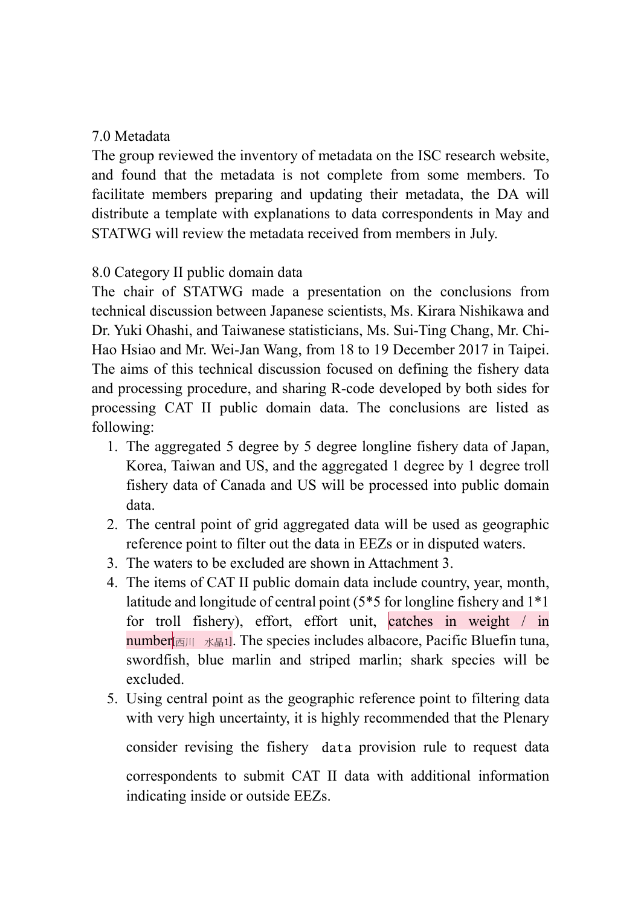## 7.0 Metadata

The group reviewed the inventory of metadata on the ISC research website, and found that the metadata is not complete from some members. To facilitate members preparing and updating their metadata, the DA will distribute a template with explanations to data correspondents in May and STATWG will review the metadata received from members in July.

## 8.0 Category II public domain data

The chair of STATWG made a presentation on the conclusions from technical discussion between Japanese scientists, Ms. Kirara Nishikawa and Dr. Yuki Ohashi, and Taiwanese statisticians, Ms. Sui-Ting Chang, Mr. Chi-Hao Hsiao and Mr. Wei-Jan Wang, from 18 to 19 December 2017 in Taipei. The aims of this technical discussion focused on defining the fishery data and processing procedure, and sharing R-code developed by both sides for processing CAT II public domain data. The conclusions are listed as following:

1. The aggregated 5 degree by 5 degree longline fishery data of Japan, Korea, Taiwan and US, and the aggregated 1 degree by 1 degree troll fishery data of Canada and US will be processed into public domain data.
2. The central point of grid aggregated data will be used as geographic reference point to filter out the data in EEZs or in disputed waters.
3. The waters to be excluded are shown in Attachment 3.
4. The items of CAT II public domain data include country, year, month, latitude and longitude of central point (5*5 for longline fishery and 1*1 for troll fishery), effort, effort unit, catches in weight / in number[西川　水晶1]. The species includes albacore, Pacific Bluefin tuna, swordfish, blue marlin and striped marlin; shark species will be excluded.
5. Using central point as the geographic reference point to filtering data with very high uncertainty, it is highly recommended that the Plenary consider revising the fishery data provision rule to request data correspondents to submit CAT II data with additional information indicating inside or outside EEZs.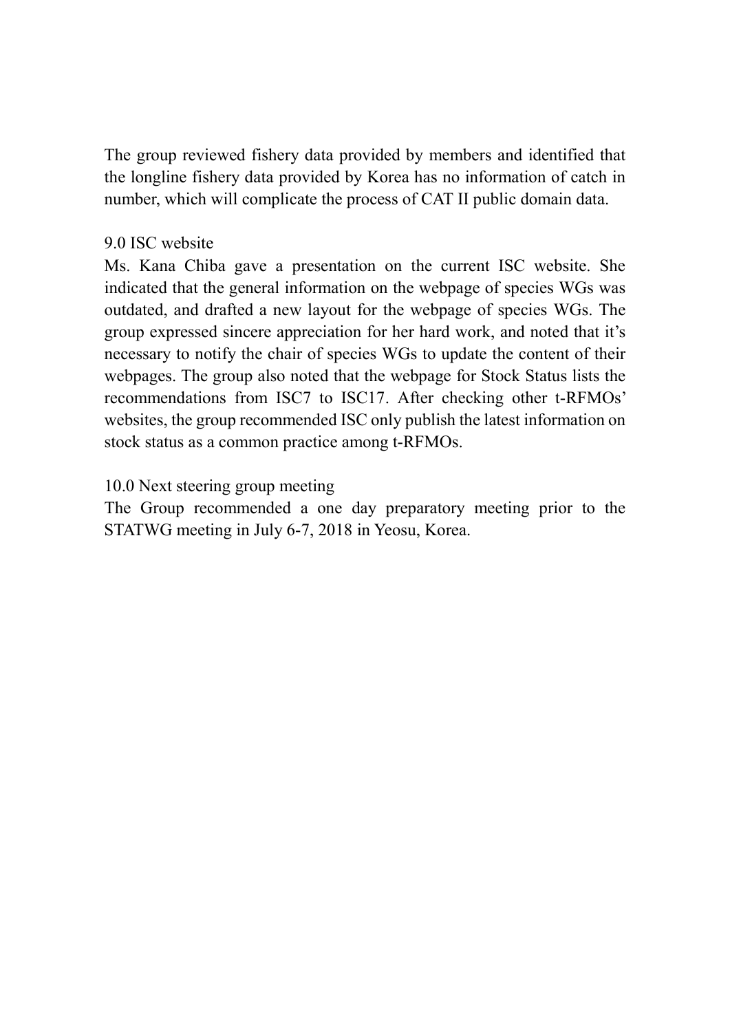The group reviewed fishery data provided by members and identified that the longline fishery data provided by Korea has no information of catch in number, which will complicate the process of CAT II public domain data.

## 9.0 ISC website

Ms. Kana Chiba gave a presentation on the current ISC website. She indicated that the general information on the webpage of species WGs was outdated, and drafted a new layout for the webpage of species WGs. The group expressed sincere appreciation for her hard work, and noted that it's necessary to notify the chair of species WGs to update the content of their webpages. The group also noted that the webpage for Stock Status lists the recommendations from ISC7 to ISC17. After checking other t-RFMOs' websites, the group recommended ISC only publish the latest information on stock status as a common practice among t-RFMOs.

## 10.0 Next steering group meeting

The Group recommended a one day preparatory meeting prior to the STATWG meeting in July 6-7, 2018 in Yeosu, Korea.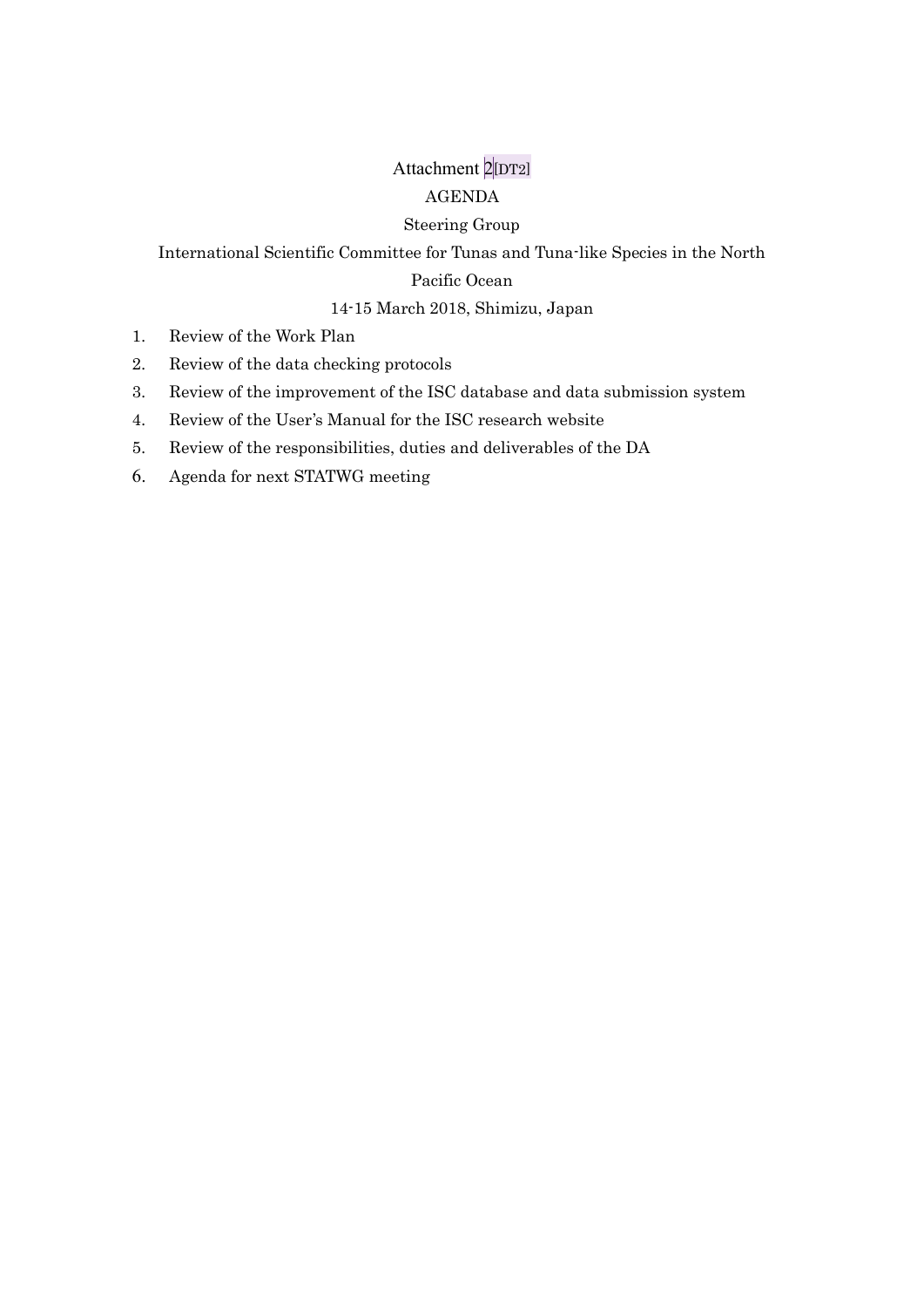Attachment 2[DT2]

AGENDA

Steering Group

International Scientific Committee for Tunas and Tuna-like Species in the North Pacific Ocean

14-15 March 2018, Shimizu, Japan

1. Review of the Work Plan
2. Review of the data checking protocols
3. Review of the improvement of the ISC database and data submission system
4. Review of the User's Manual for the ISC research website
5. Review of the responsibilities, duties and deliverables of the DA
6. Agenda for next STATWG meeting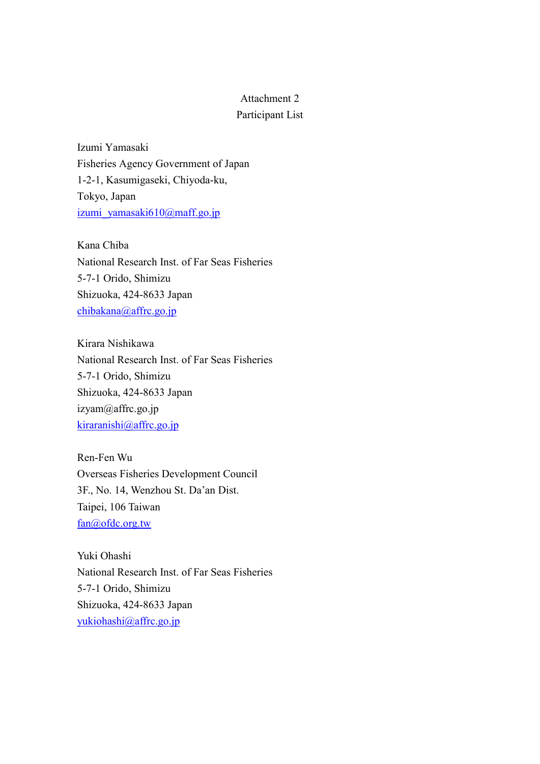Attachment 2

Participant List

Izumi Yamasaki
Fisheries Agency Government of Japan
1-2-1, Kasumigaseki, Chiyoda-ku,
Tokyo, Japan
izumi_yamasaki610@maff.go.jp

Kana Chiba
National Research Inst. of Far Seas Fisheries
5-7-1 Orido, Shimizu
Shizuoka, 424-8633 Japan
chibakana@affrc.go.jp

Kirara Nishikawa
National Research Inst. of Far Seas Fisheries
5-7-1 Orido, Shimizu
Shizuoka, 424-8633 Japan
izyam@affrc.go.jp
kiraranishi@affrc.go.jp

Ren-Fen Wu
Overseas Fisheries Development Council
3F., No. 14, Wenzhou St. Da'an Dist.
Taipei, 106 Taiwan
fan@ofdc.org.tw

Yuki Ohashi
National Research Inst. of Far Seas Fisheries
5-7-1 Orido, Shimizu
Shizuoka, 424-8633 Japan
yukiohashi@affrc.go.jp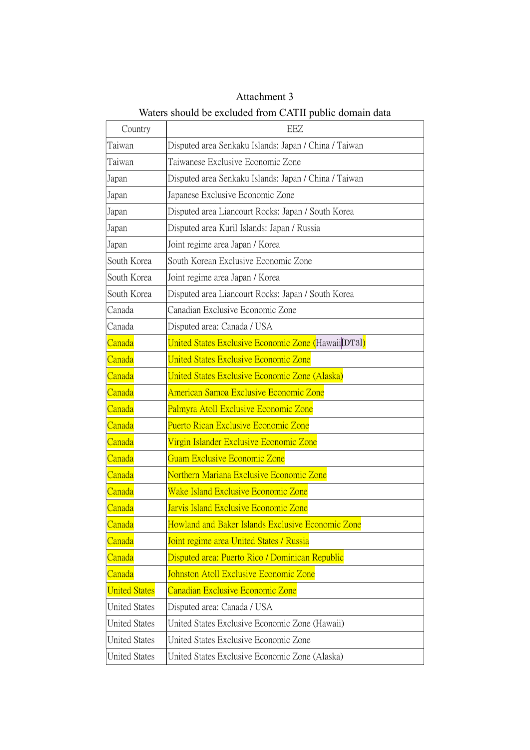Attachment 3

Waters should be excluded from CATII public domain data

| Country | EEZ |
| --- | --- |
| Taiwan | Disputed area Senkaku Islands: Japan / China / Taiwan |
| Taiwan | Taiwanese Exclusive Economic Zone |
| Japan | Disputed area Senkaku Islands: Japan / China / Taiwan |
| Japan | Japanese Exclusive Economic Zone |
| Japan | Disputed area Liancourt Rocks: Japan / South Korea |
| Japan | Disputed area Kuril Islands: Japan / Russia |
| Japan | Joint regime area Japan / Korea |
| South Korea | South Korean Exclusive Economic Zone |
| South Korea | Joint regime area Japan / Korea |
| South Korea | Disputed area Liancourt Rocks: Japan / South Korea |
| Canada | Canadian Exclusive Economic Zone |
| Canada | Disputed area: Canada / USA |
| Canada | United States Exclusive Economic Zone (Hawaii[DT3]) |
| Canada | United States Exclusive Economic Zone |
| Canada | United States Exclusive Economic Zone (Alaska) |
| Canada | American Samoa Exclusive Economic Zone |
| Canada | Palmyra Atoll Exclusive Economic Zone |
| Canada | Puerto Rican Exclusive Economic Zone |
| Canada | Virgin Islander Exclusive Economic Zone |
| Canada | Guam Exclusive Economic Zone |
| Canada | Northern Mariana Exclusive Economic Zone |
| Canada | Wake Island Exclusive Economic Zone |
| Canada | Jarvis Island Exclusive Economic Zone |
| Canada | Howland and Baker Islands Exclusive Economic Zone |
| Canada | Joint regime area United States / Russia |
| Canada | Disputed area: Puerto Rico / Dominican Republic |
| Canada | Johnston Atoll Exclusive Economic Zone |
| United States | Canadian Exclusive Economic Zone |
| United States | Disputed area: Canada / USA |
| United States | United States Exclusive Economic Zone (Hawaii) |
| United States | United States Exclusive Economic Zone |
| United States | United States Exclusive Economic Zone (Alaska) |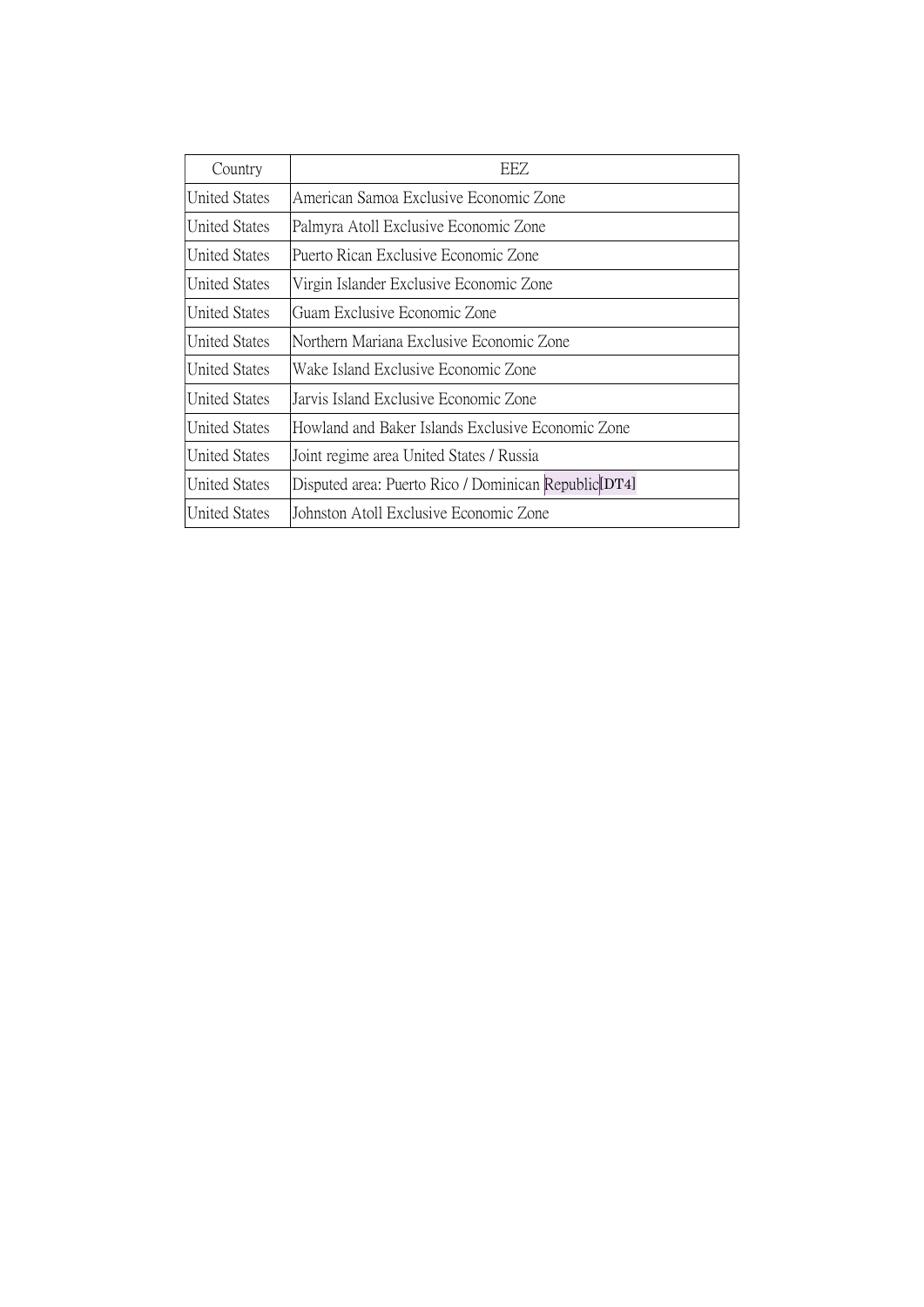| Country | EEZ |
|---|---|
| United States | American Samoa Exclusive Economic Zone |
| United States | Palmyra Atoll Exclusive Economic Zone |
| United States | Puerto Rican Exclusive Economic Zone |
| United States | Virgin Islander Exclusive Economic Zone |
| United States | Guam Exclusive Economic Zone |
| United States | Northern Mariana Exclusive Economic Zone |
| United States | Wake Island Exclusive Economic Zone |
| United States | Jarvis Island Exclusive Economic Zone |
| United States | Howland and Baker Islands Exclusive Economic Zone |
| United States | Joint regime area United States / Russia |
| United States | Disputed area: Puerto Rico / Dominican Republic[DT4] |
| United States | Johnston Atoll Exclusive Economic Zone |